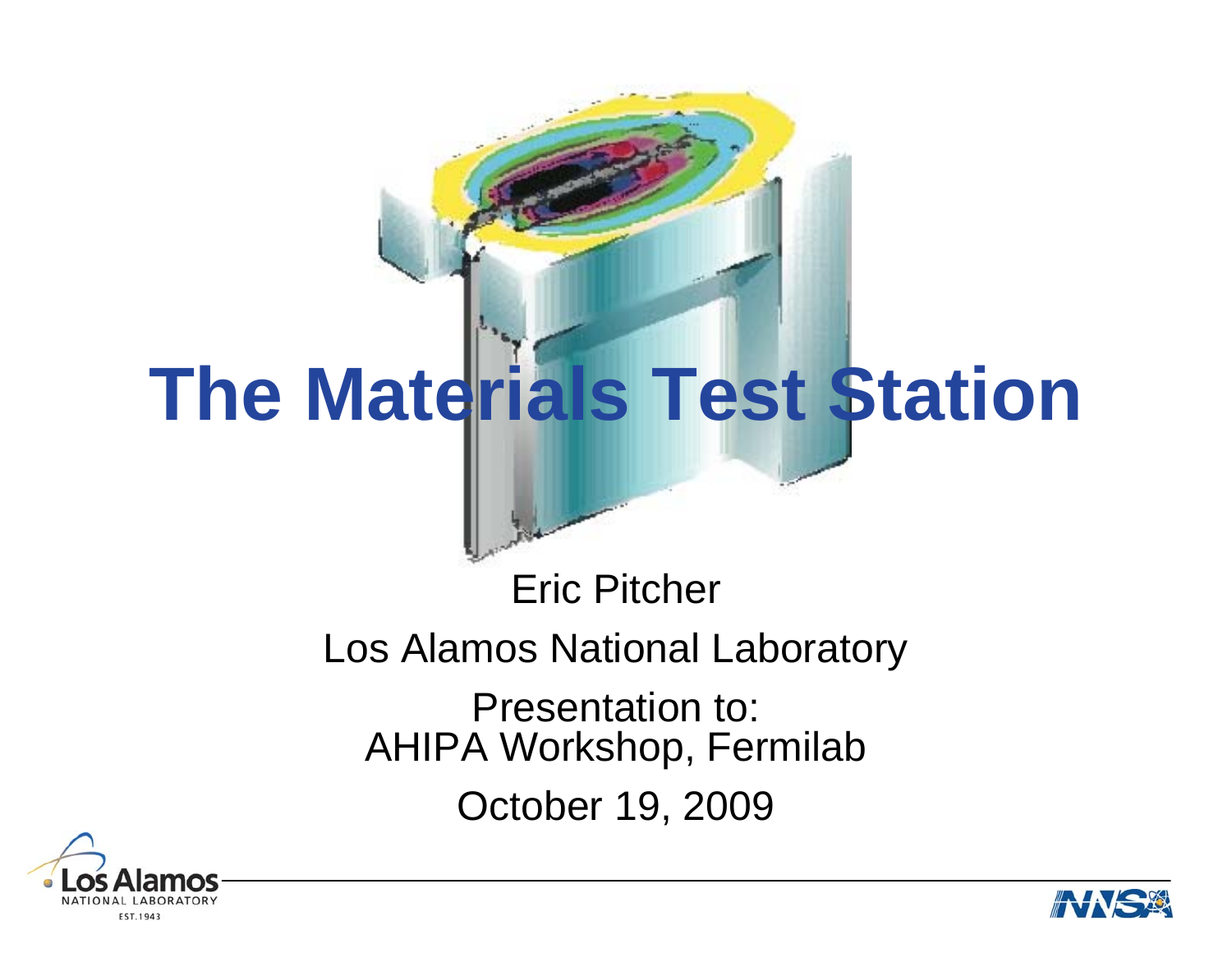# The Materials Test Station

Eric Pitcher

Los Alamos National Laboratory

Presentation to:
AHIPA Workshop, Fermilab

October 19, 2009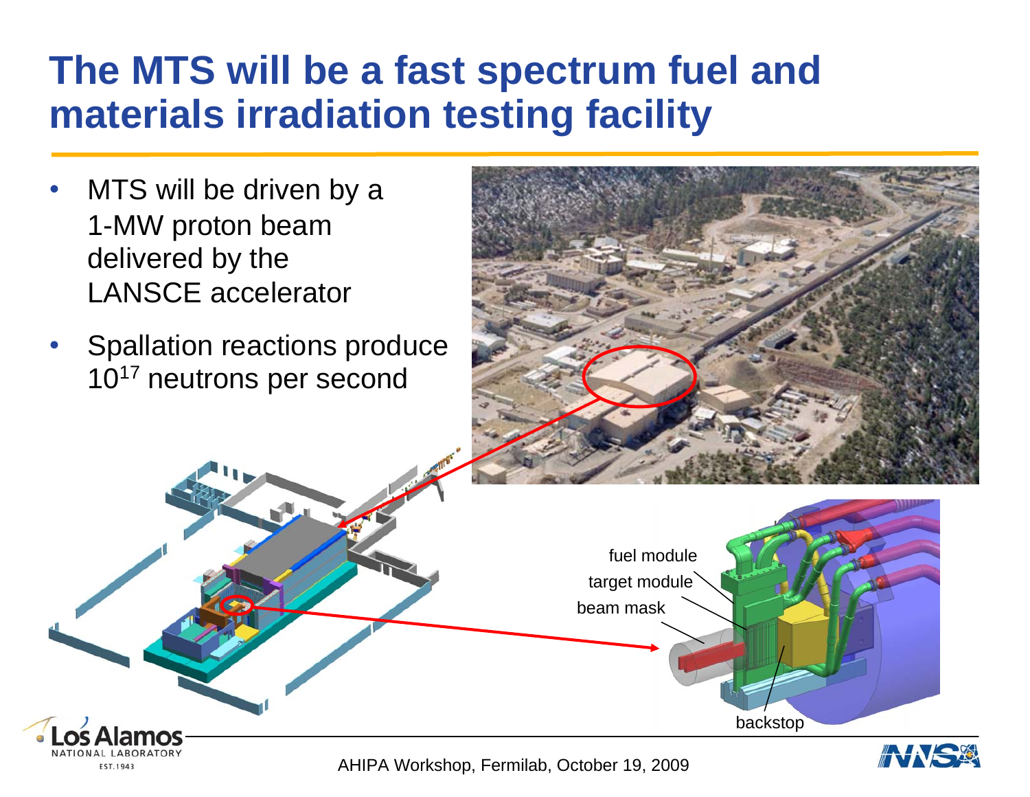# The MTS will be a fast spectrum fuel and materials irradiation testing facility

- MTS will be driven by a 1-MW proton beam delivered by the LANSCE accelerator
- Spallation reactions produce $10^{17}$ neutrons per second

fuel module

target module

beam mask

backstop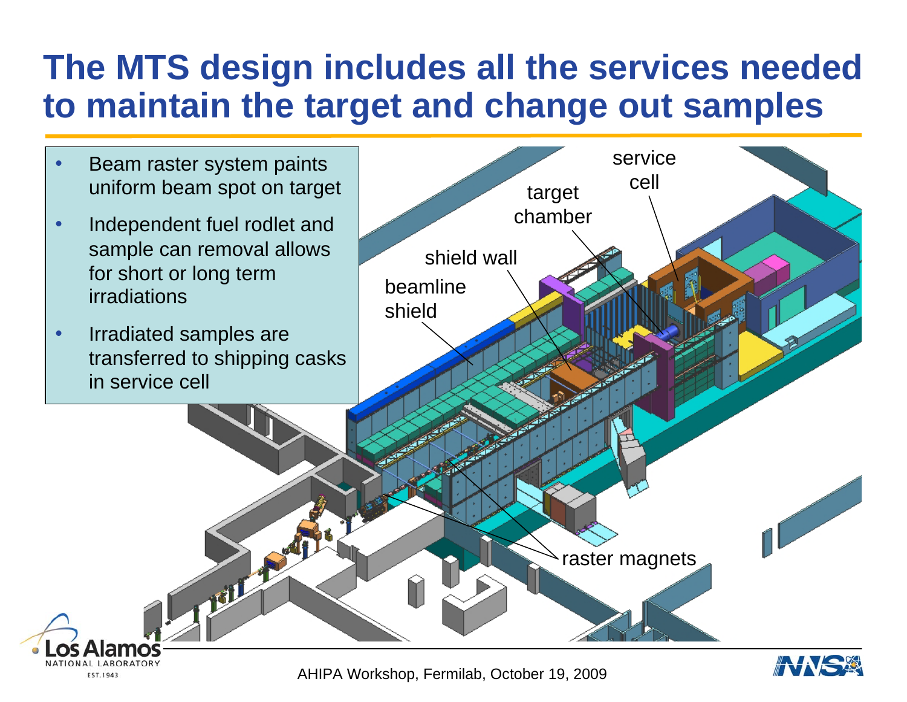# The MTS design includes all the services needed to maintain the target and change out samples

- Beam raster system paints uniform beam spot on target
- Independent fuel rodlet and sample can removal allows for short or long term irradiations
- Irradiated samples are transferred to shipping casks in service cell

service cell

target chamber

shield wall

beamline shield

raster magnets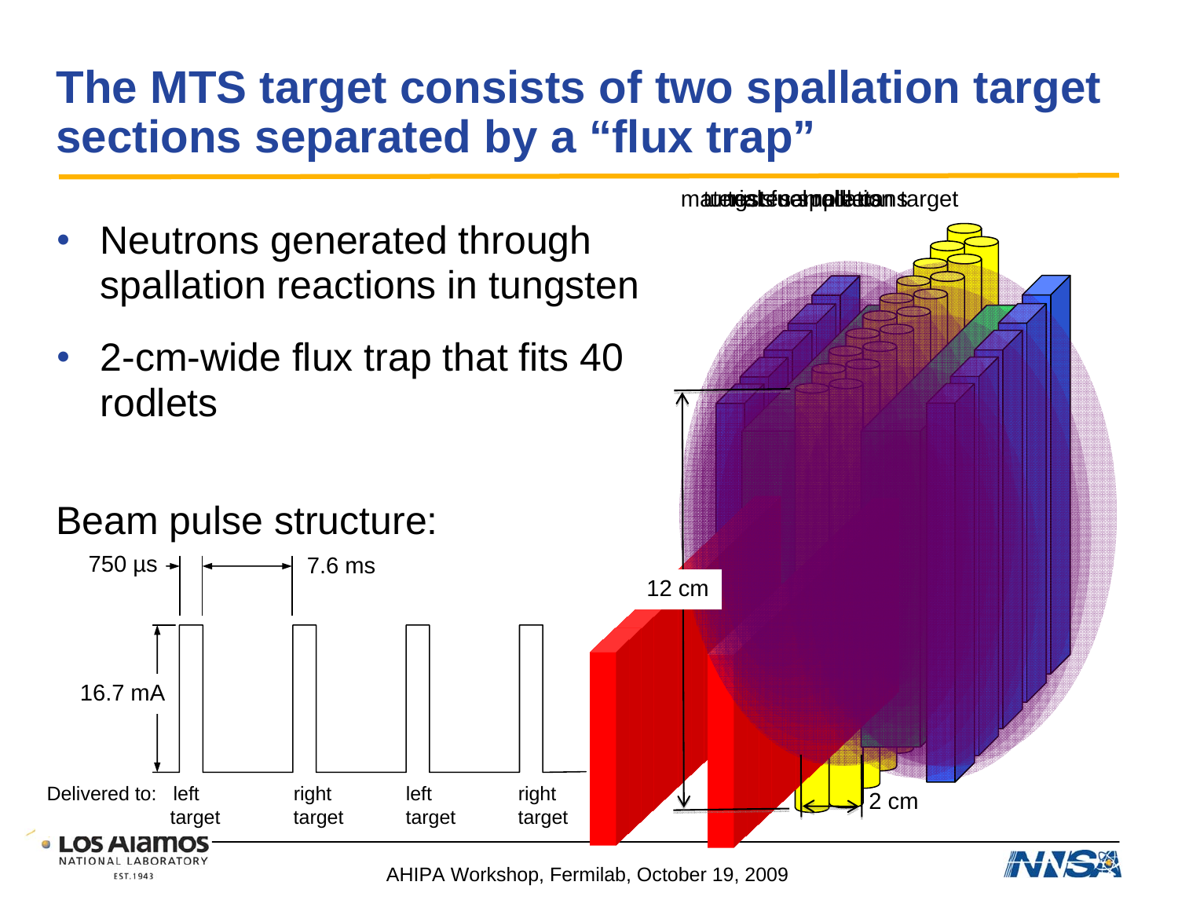# The MTS target consists of two spallation target sections separated by a "flux trap"

- Neutrons generated through spallation reactions in tungsten
- 2-cm-wide flux trap that fits 40 rodlets

Beam pulse structure:

750 µs

7.6 ms

16.7 mA

Delivered to: left target, right target, left target, right target

12 cm

2 cm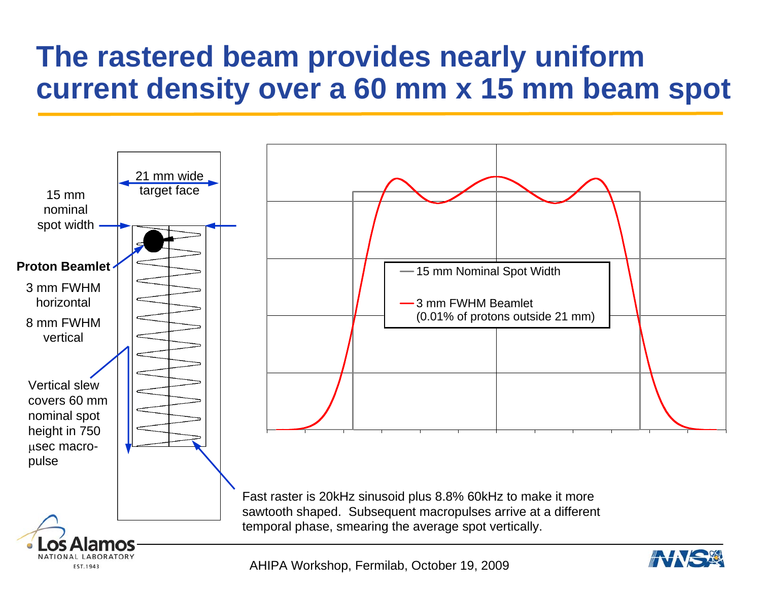# The rastered beam provides nearly uniform current density over a 60 mm x 15 mm beam spot

21 mm wide target face

15 mm nominal spot width

**Proton Beamlet**

3 mm FWHM horizontal

8 mm FWHM vertical

Vertical slew covers 60 mm nominal spot height in 750 μsec macro-pulse

— 15 mm Nominal Spot Width

— 3 mm FWHM Beamlet (0.01% of protons outside 21 mm)

Fast raster is 20kHz sinusoid plus 8.8% 60kHz to make it more sawtooth shaped. Subsequent macropulses arrive at a different temporal phase, smearing the average spot vertically.

AHIPA Workshop, Fermilab, October 19, 2009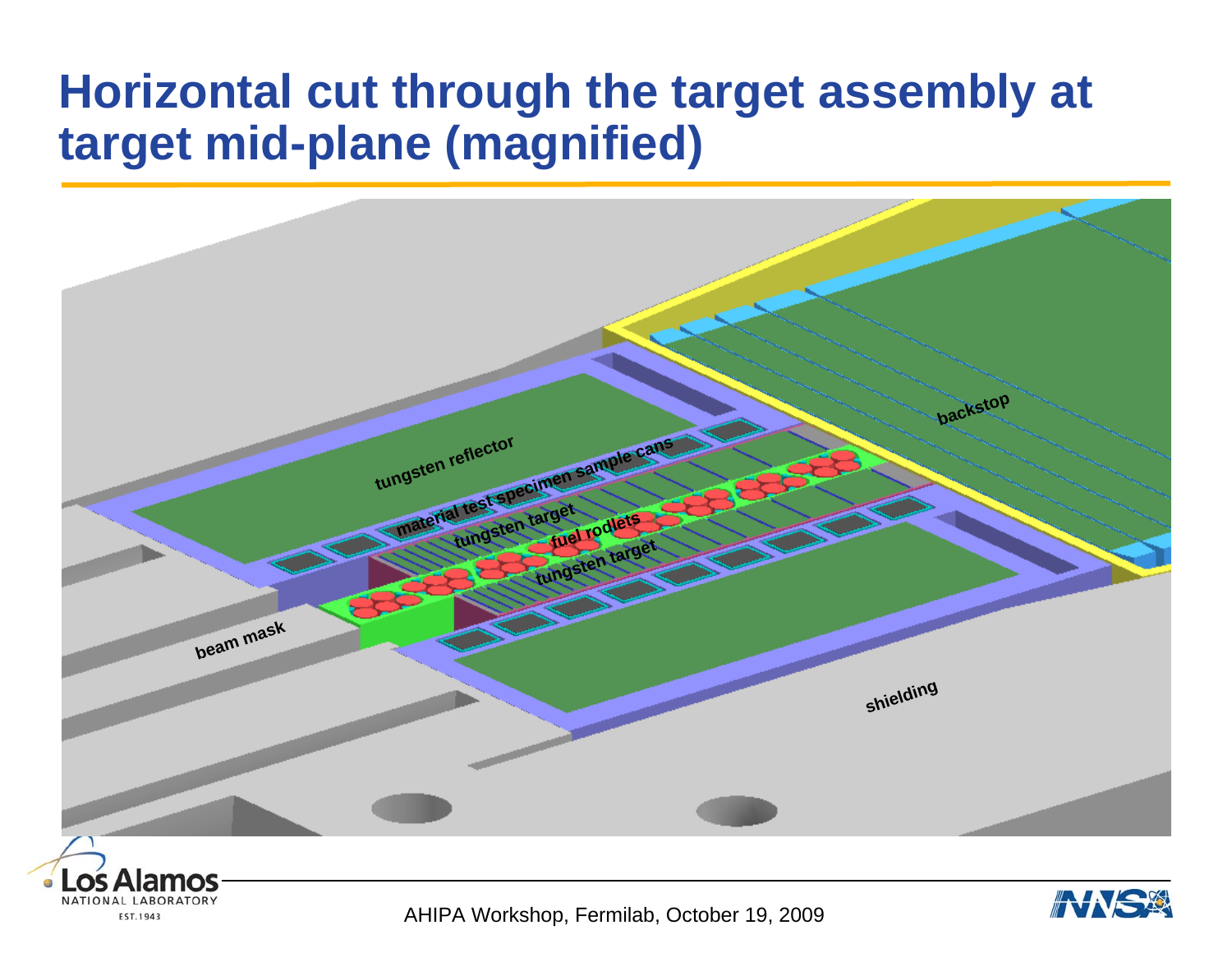# Horizontal cut through the target assembly at target mid-plane (magnified)

tungsten reflector

material test specimen sample cans

tungsten target

fuel rodlets

tungsten target

backstop

beam mask

shielding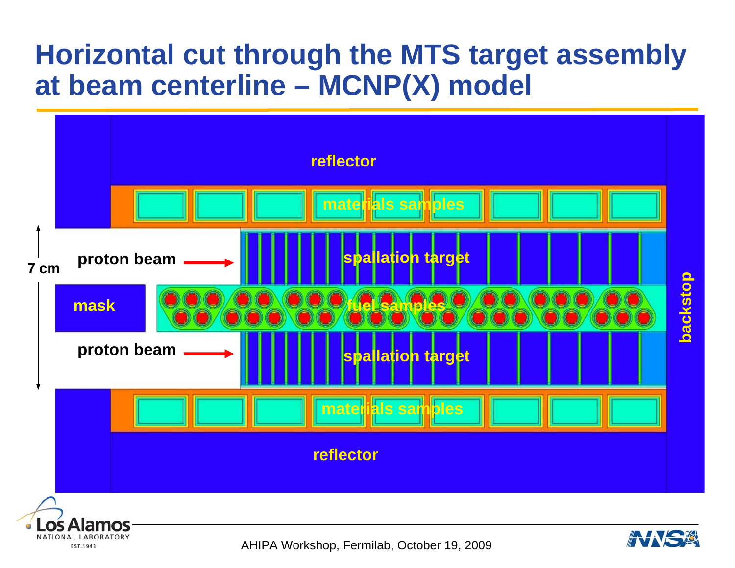# Horizontal cut through the MTS target assembly at beam centerline – MCNP(X) model

reflector

materials samples

7 cm

proton beam

spallation target

mask

fuel samples

backstop

proton beam

spallation target

materials samples

reflector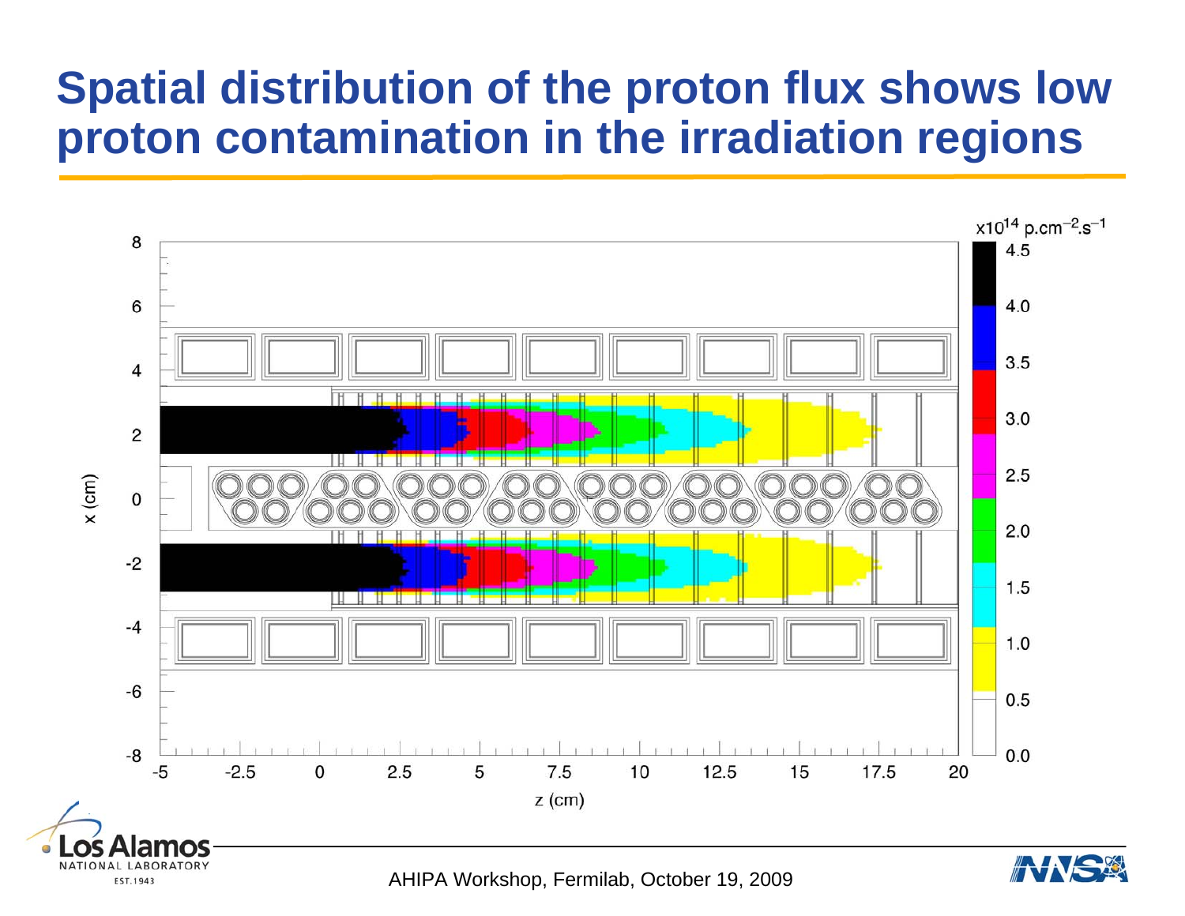# Spatial distribution of the proton flux shows low proton contamination in the irradiation regions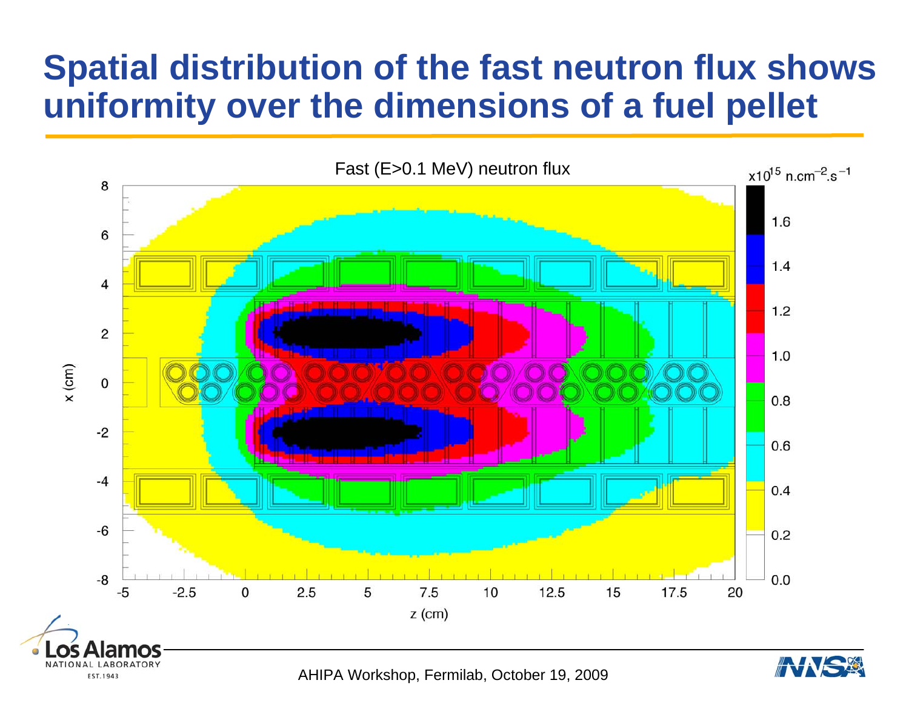# Spatial distribution of the fast neutron flux shows uniformity over the dimensions of a fuel pellet

Fast (E>0.1 MeV) neutron flux

$\times 10^{15}$ n.cm$^{-2}$.s$^{-1}$

x (cm)

z (cm)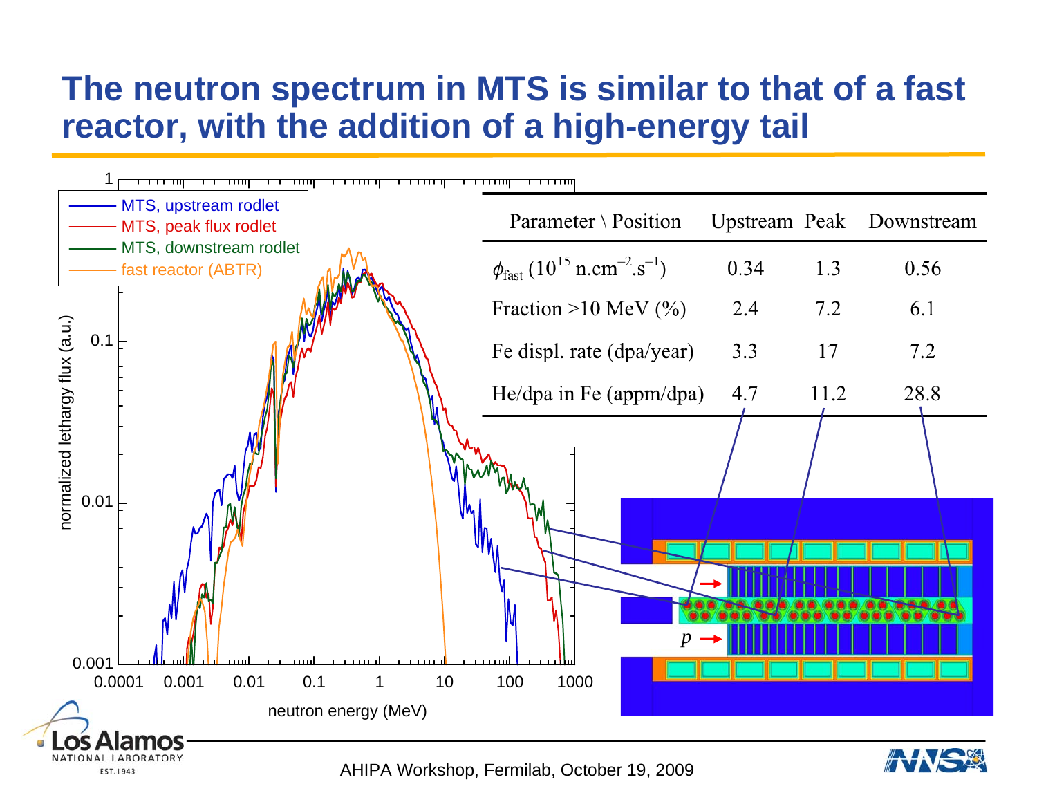# The neutron spectrum in MTS is similar to that of a fast reactor, with the addition of a high-energy tail

| Parameter \ Position | Upstream | Peak | Downstream |
|---|---|---|---|
| $\phi_{fast}$ ($10^{15}$ n.cm$^{-2}$.s$^{-1}$) | 0.34 | 1.3 | 0.56 |
| Fraction >10 MeV (%) | 2.4 | 7.2 | 6.1 |
| Fe displ. rate (dpa/year) | 3.3 | 17 | 7.2 |
| He/dpa in Fe (appm/dpa) | 4.7 | 11.2 | 28.8 |

AHIPA Workshop, Fermilab, October 19, 2009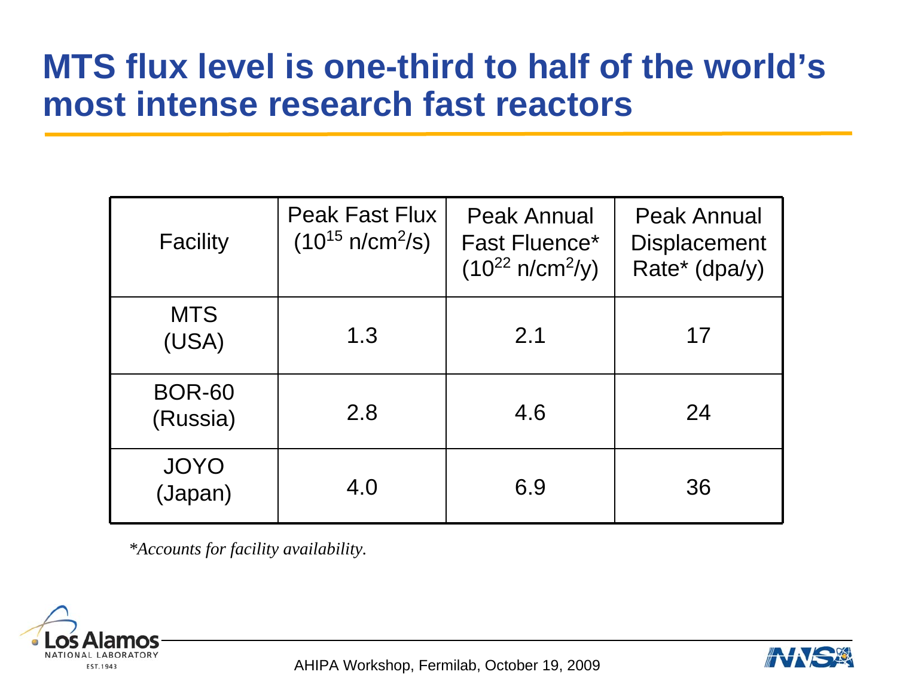# MTS flux level is one-third to half of the world's most intense research fast reactors

| Facility | Peak Fast Flux ($10^{15}$ n/cm$^2$/s) | Peak Annual Fast Fluence* ($10^{22}$ n/cm$^2$/y) | Peak Annual Displacement Rate* (dpa/y) |
|---|---|---|---|
| MTS (USA) | 1.3 | 2.1 | 17 |
| BOR-60 (Russia) | 2.8 | 4.6 | 24 |
| JOYO (Japan) | 4.0 | 6.9 | 36 |

*\*Accounts for facility availability.*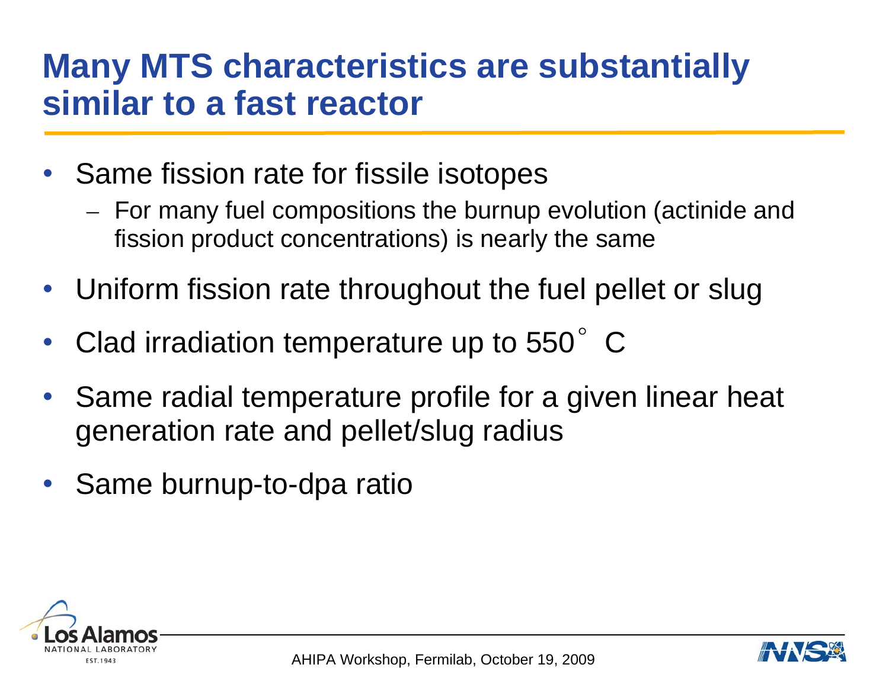# Many MTS characteristics are substantially similar to a fast reactor

- Same fission rate for fissile isotopes
  - For many fuel compositions the burnup evolution (actinide and fission product concentrations) is nearly the same
- Uniform fission rate throughout the fuel pellet or slug
- Clad irradiation temperature up to 550° C
- Same radial temperature profile for a given linear heat generation rate and pellet/slug radius
- Same burnup-to-dpa ratio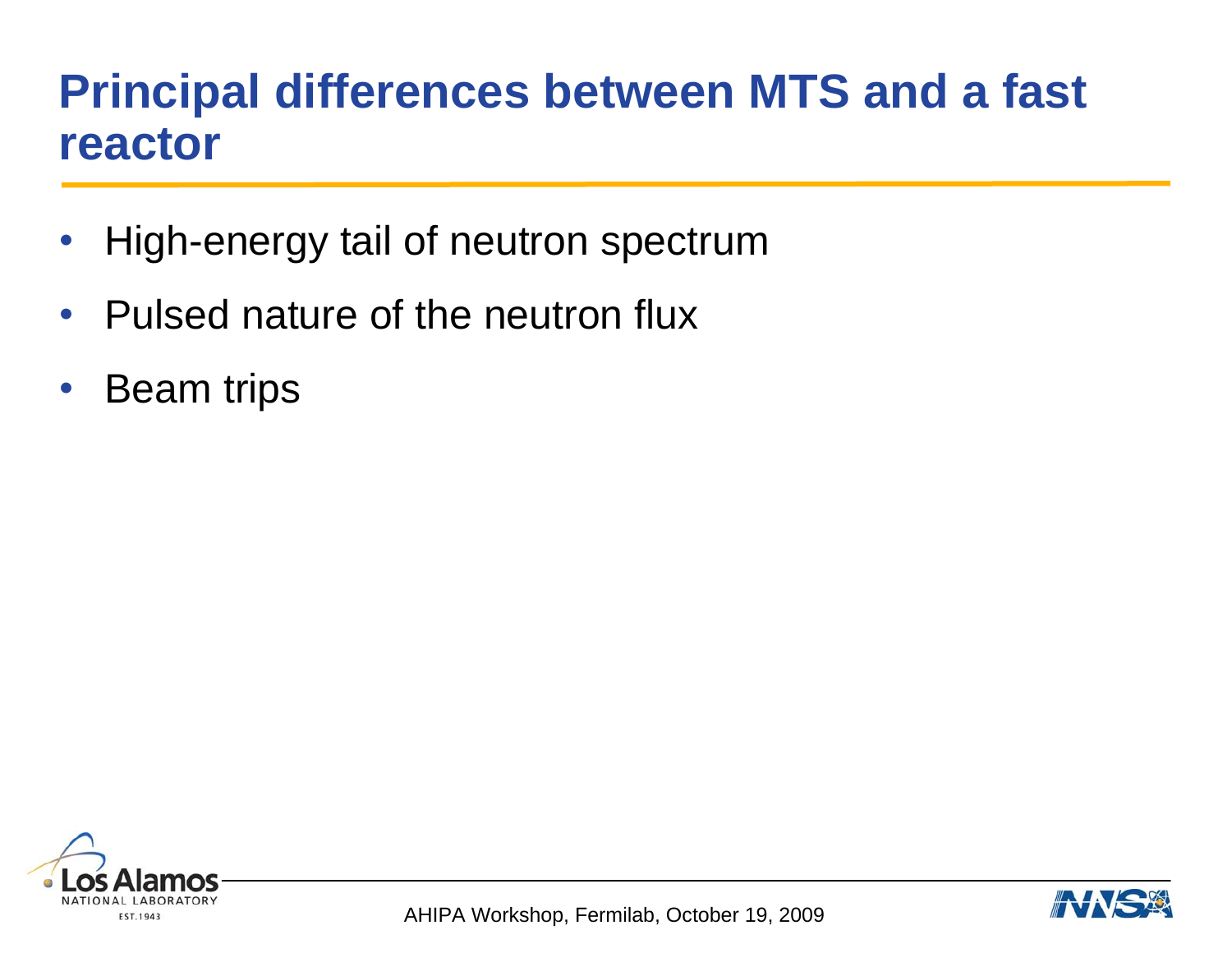# Principal differences between MTS and a fast reactor

- High-energy tail of neutron spectrum
- Pulsed nature of the neutron flux
- Beam trips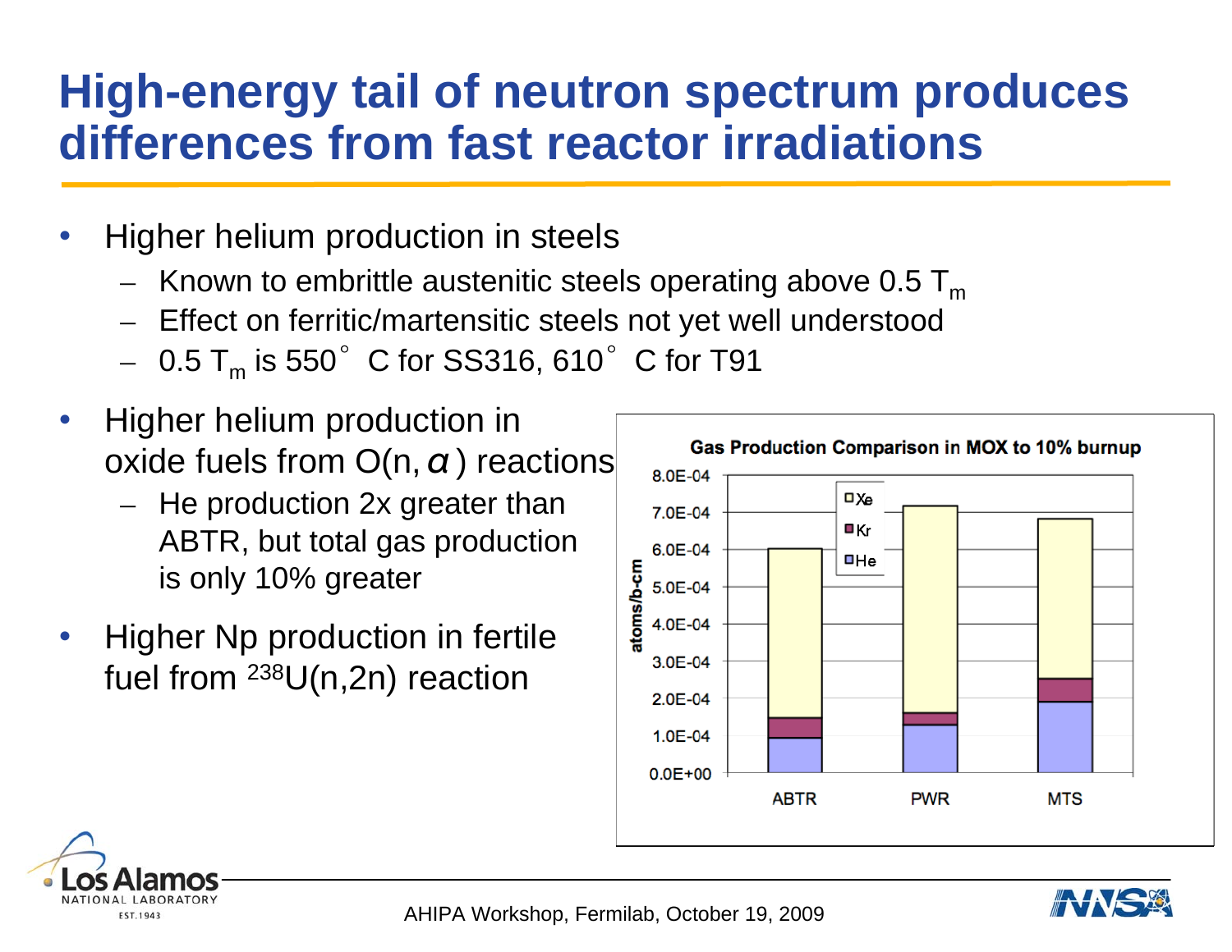# High-energy tail of neutron spectrum produces differences from fast reactor irradiations

- Higher helium production in steels
  - Known to embrittle austenitic steels operating above 0.5 $T_m$
  - Effect on ferritic/martensitic steels not yet well understood
  - 0.5 $T_m$ is 550° C for SS316, 610° C for T91
- Higher helium production in oxide fuels from O(n, $\alpha$) reactions
  - He production 2x greater than ABTR, but total gas production is only 10% greater
- Higher Np production in fertile fuel from $^{238}$U(n,2n) reaction

**Gas Production Comparison in MOX to 10% burnup**

| | ABTR | PWR | MTS |
|---|---|---|---|
| He (atoms/b-cm) | ~0.95E-04 | ~1.3E-04 | ~1.9E-04 |
| Kr (atoms/b-cm) | ~0.5E-04 | ~0.3E-04 | ~0.6E-04 |
| Xe (atoms/b-cm) | ~4.6E-04 | ~5.6E-04 | ~4.3E-04 |
| Total (atoms/b-cm) | ~6.0E-04 | ~7.2E-04 | ~6.8E-04 |

*Values estimated from the stacked bar chart.*

AHIPA Workshop, Fermilab, October 19, 2009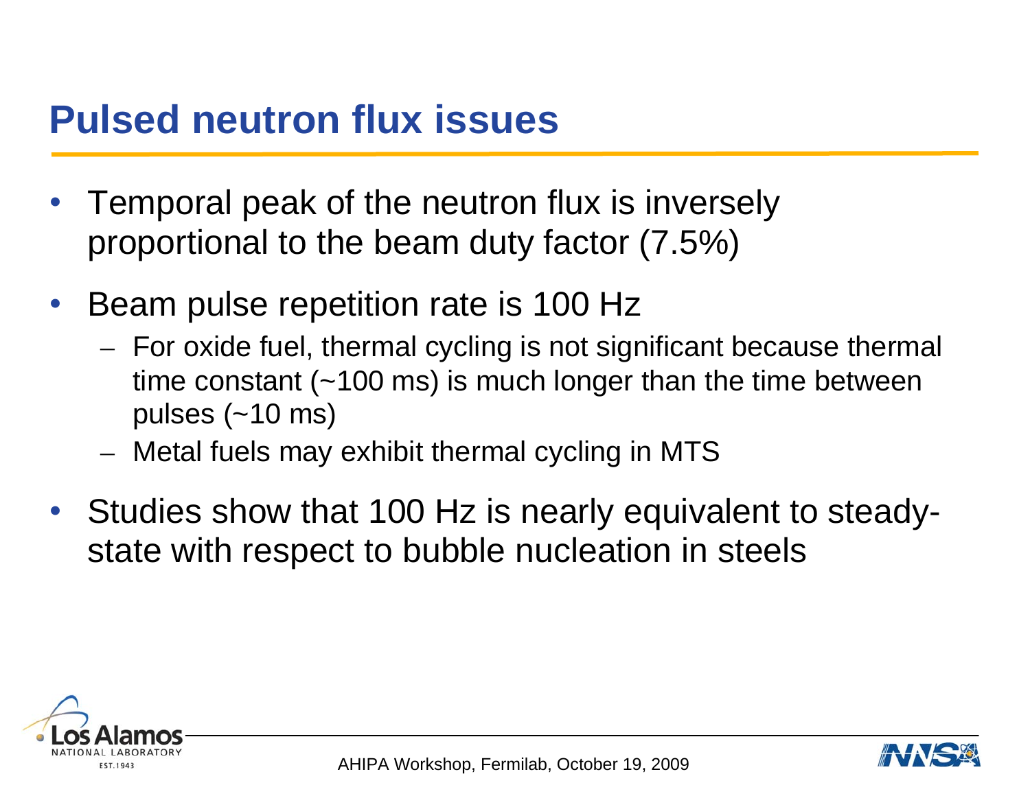# Pulsed neutron flux issues

- Temporal peak of the neutron flux is inversely proportional to the beam duty factor (7.5%)
- Beam pulse repetition rate is 100 Hz
  - For oxide fuel, thermal cycling is not significant because thermal time constant (~100 ms) is much longer than the time between pulses (~10 ms)
  - Metal fuels may exhibit thermal cycling in MTS
- Studies show that 100 Hz is nearly equivalent to steady-state with respect to bubble nucleation in steels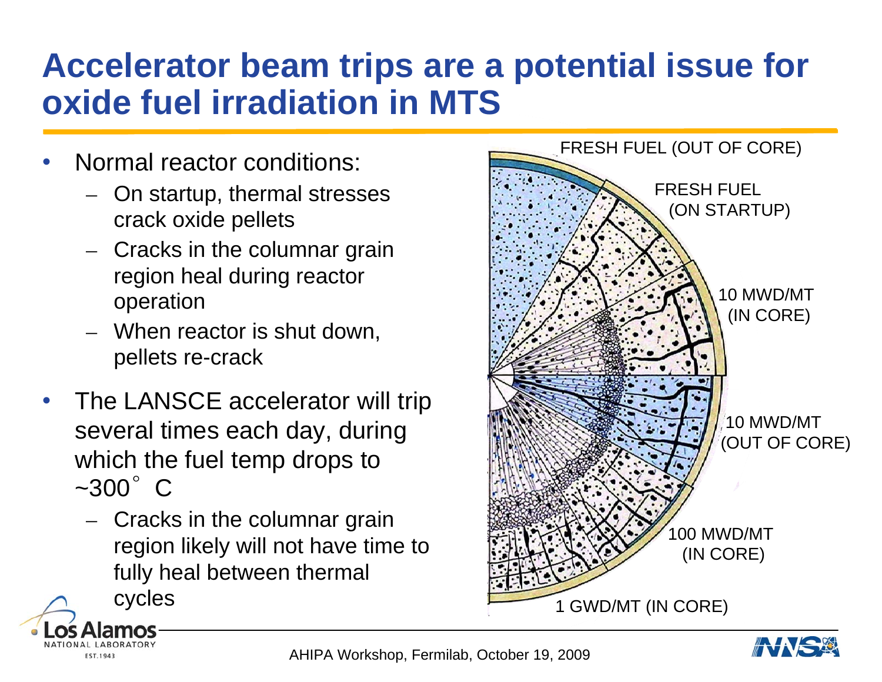# Accelerator beam trips are a potential issue for oxide fuel irradiation in MTS

- Normal reactor conditions:
  - On startup, thermal stresses crack oxide pellets
  - Cracks in the columnar grain region heal during reactor operation
  - When reactor is shut down, pellets re-crack
- The LANSCE accelerator will trip several times each day, during which the fuel temp drops to ~300° C
  - Cracks in the columnar grain region likely will not have time to fully heal between thermal cycles

FRESH FUEL (OUT OF CORE)

FRESH FUEL (ON STARTUP)

10 MWD/MT (IN CORE)

10 MWD/MT (OUT OF CORE)

100 MWD/MT (IN CORE)

1 GWD/MT (IN CORE)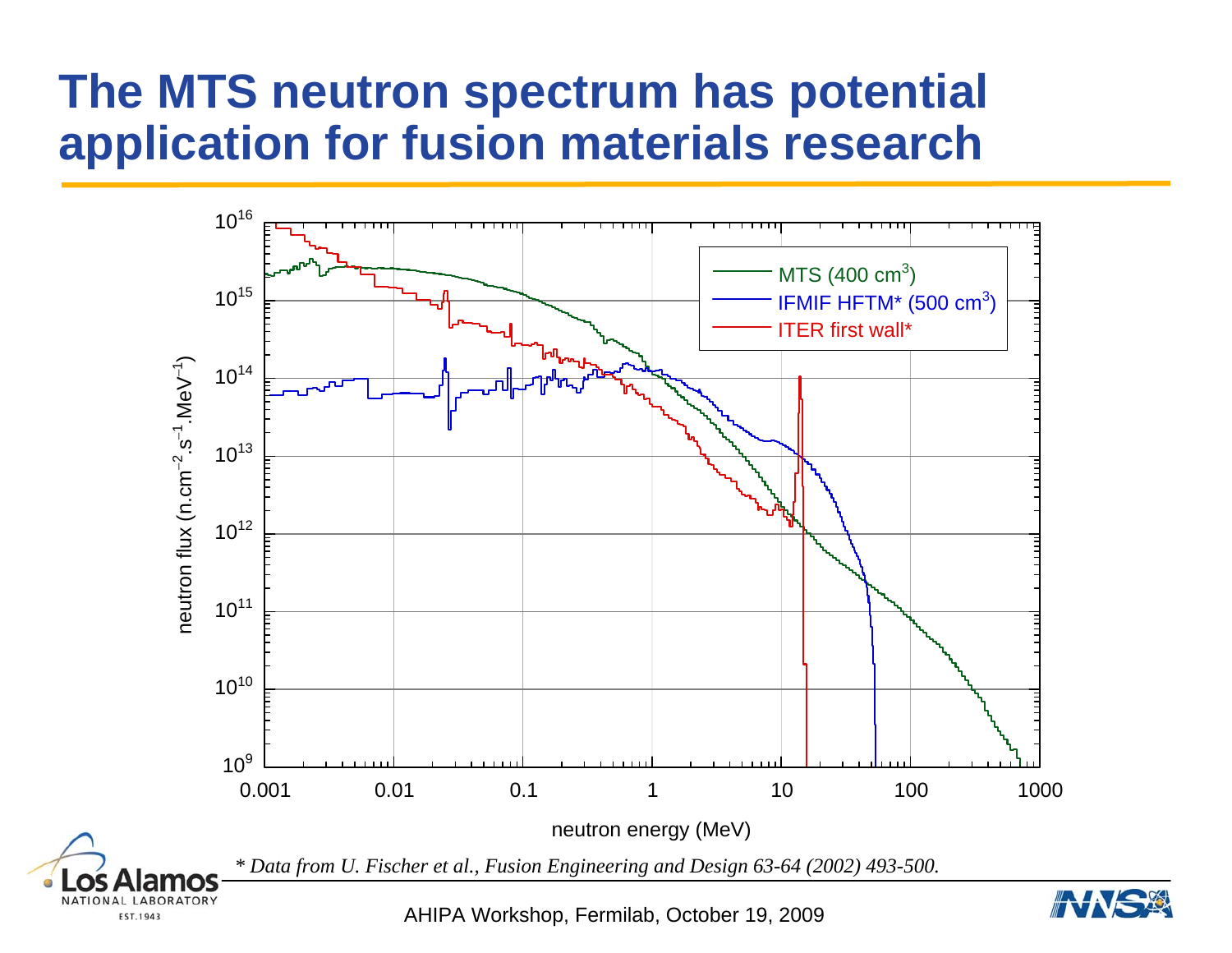# The MTS neutron spectrum has potential application for fusion materials research

neutron flux ($n.cm^{-2}.s^{-1}.MeV^{-1}$)

neutron energy (MeV)

- MTS (400 $cm^3$)
- IFMIF HFTM* (500 $cm^3$)
- ITER first wall*

*\* Data from U. Fischer et al., Fusion Engineering and Design 63-64 (2002) 493-500.*

AHIPA Workshop, Fermilab, October 19, 2009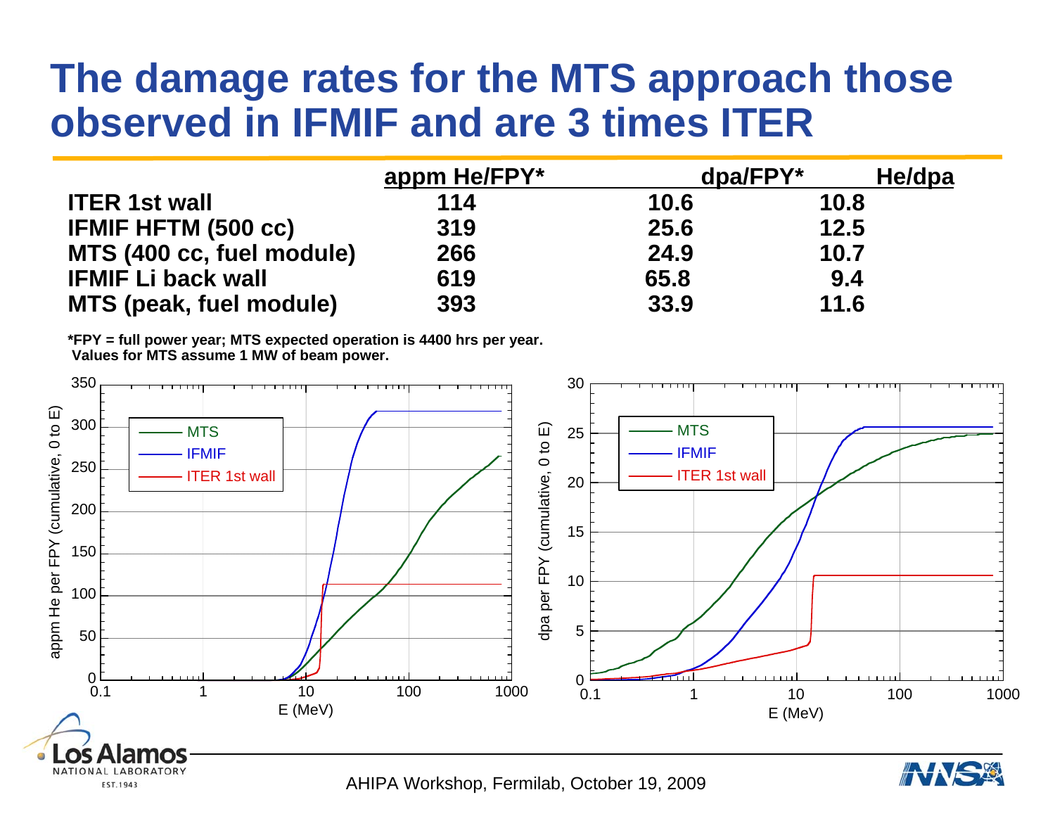# The damage rates for the MTS approach those observed in IFMIF and are 3 times ITER

| | appm He/FPY* | dpa/FPY* | He/dpa |
|---|---|---|---|
| **ITER 1st wall** | 114 | 10.6 | 10.8 |
| **IFMIF HFTM (500 cc)** | 319 | 25.6 | 12.5 |
| **MTS (400 cc, fuel module)** | 266 | 24.9 | 10.7 |
| **IFMIF Li back wall** | 619 | 65.8 | 9.4 |
| **MTS (peak, fuel module)** | 393 | 33.9 | 11.6 |

**\*FPY = full power year; MTS expected operation is 4400 hrs per year. Values for MTS assume 1 MW of beam power.**

AHIPA Workshop, Fermilab, October 19, 2009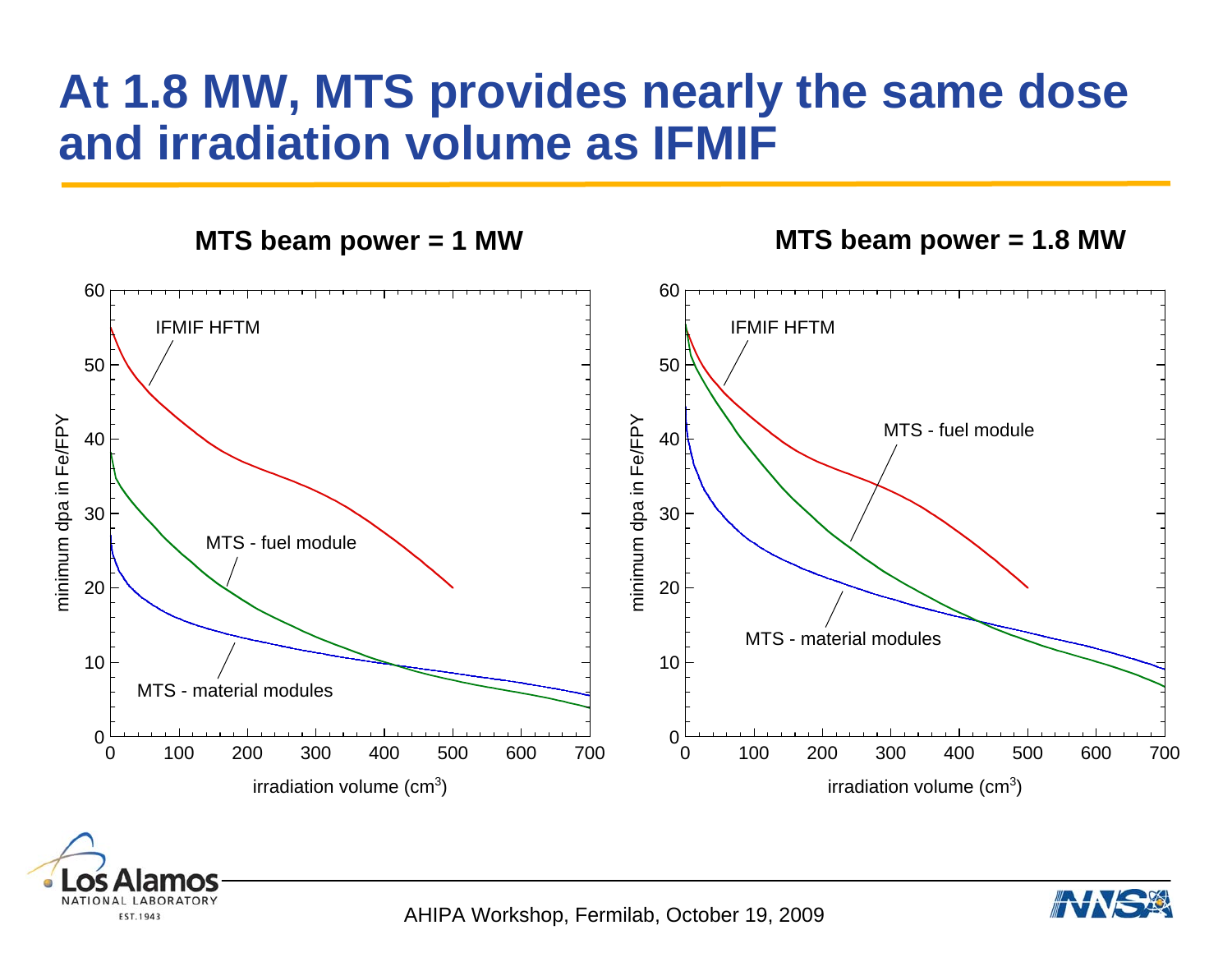# At 1.8 MW, MTS provides nearly the same dose and irradiation volume as IFMIF

**MTS beam power = 1 MW**

**MTS beam power = 1.8 MW**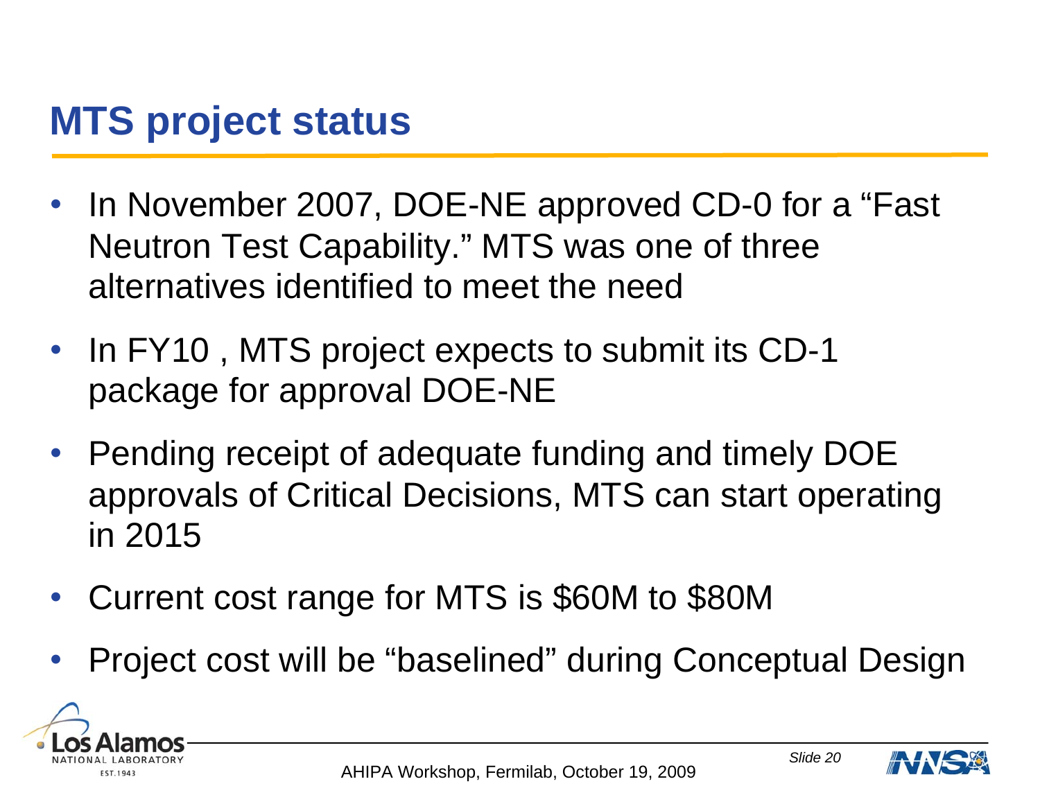# MTS project status

- In November 2007, DOE-NE approved CD-0 for a “Fast Neutron Test Capability.” MTS was one of three alternatives identified to meet the need
- In FY10 , MTS project expects to submit its CD-1 package for approval DOE-NE
- Pending receipt of adequate funding and timely DOE approvals of Critical Decisions, MTS can start operating in 2015
- Current cost range for MTS is $60M to $80M
- Project cost will be “baselined” during Conceptual Design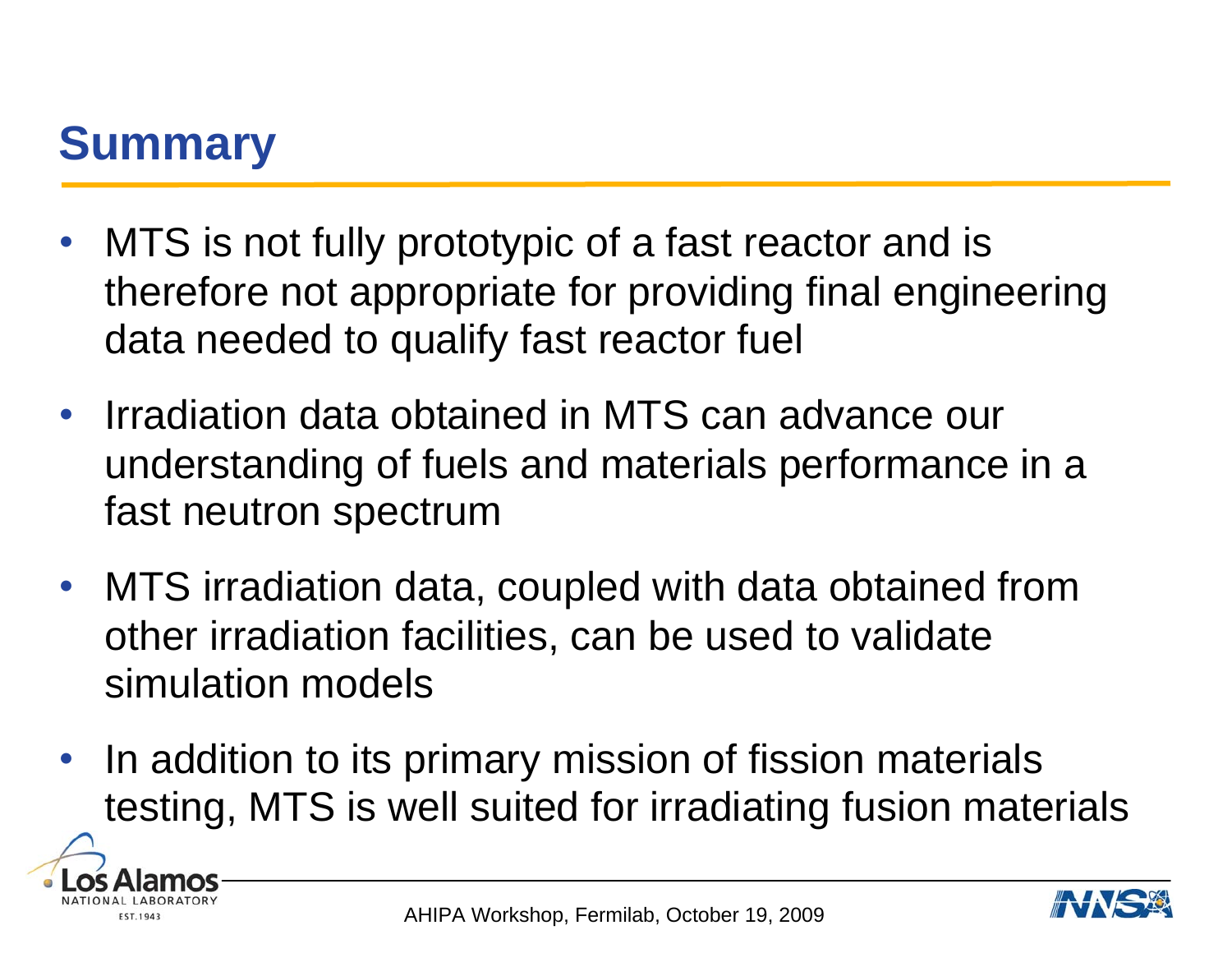# Summary

- MTS is not fully prototypic of a fast reactor and is therefore not appropriate for providing final engineering data needed to qualify fast reactor fuel
- Irradiation data obtained in MTS can advance our understanding of fuels and materials performance in a fast neutron spectrum
- MTS irradiation data, coupled with data obtained from other irradiation facilities, can be used to validate simulation models
- In addition to its primary mission of fission materials testing, MTS is well suited for irradiating fusion materials